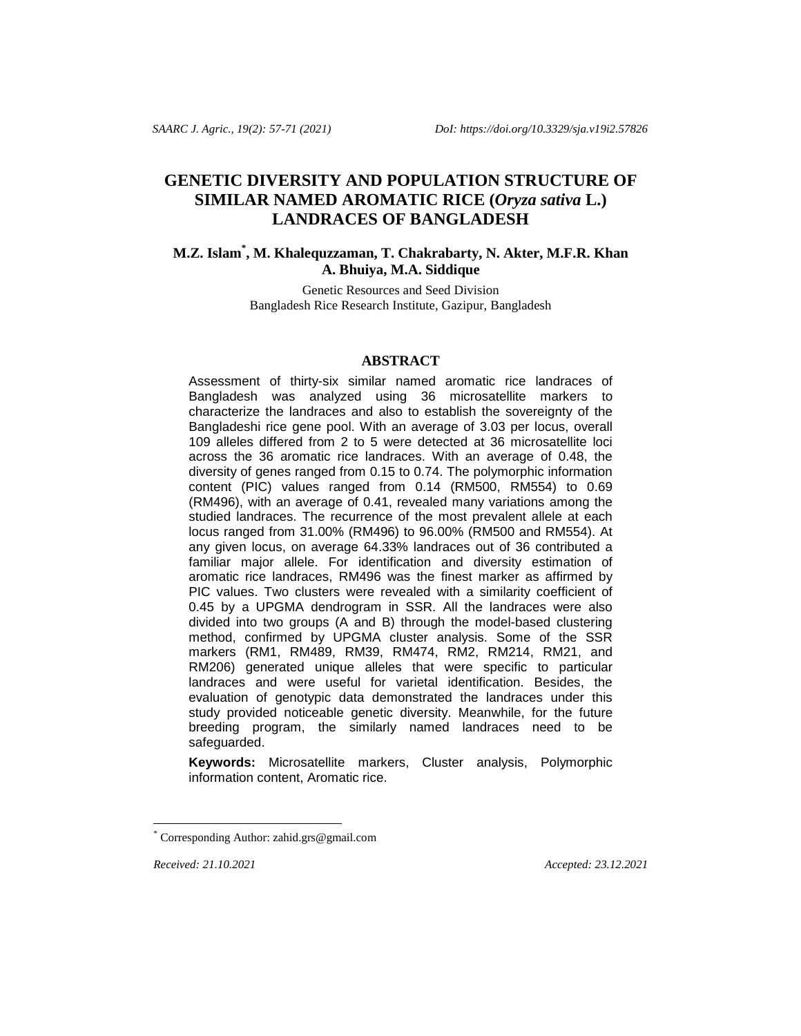# GENETIC DIVERSITY AND POPULATION STRUCTURE OF SIMILAR NAMED AROMATIC RICE (*Oryza sativa* L.) LANDRACES OF BANGLADESH

**M.Z. Islam[*], M. Khalequzzaman, T. Chakrabarty, N. Akter, M.F.R. Khan A. Bhuiya, M.A. Siddique**

Genetic Resources and Seed Division
Bangladesh Rice Research Institute, Gazipur, Bangladesh

## ABSTRACT

Assessment of thirty-six similar named aromatic rice landraces of Bangladesh was analyzed using 36 microsatellite markers to characterize the landraces and also to establish the sovereignty of the Bangladeshi rice gene pool. With an average of 3.03 per locus, overall 109 alleles differed from 2 to 5 were detected at 36 microsatellite loci across the 36 aromatic rice landraces. With an average of 0.48, the diversity of genes ranged from 0.15 to 0.74. The polymorphic information content (PIC) values ranged from 0.14 (RM500, RM554) to 0.69 (RM496), with an average of 0.41, revealed many variations among the studied landraces. The recurrence of the most prevalent allele at each locus ranged from 31.00% (RM496) to 96.00% (RM500 and RM554). At any given locus, on average 64.33% landraces out of 36 contributed a familiar major allele. For identification and diversity estimation of aromatic rice landraces, RM496 was the finest marker as affirmed by PIC values. Two clusters were revealed with a similarity coefficient of 0.45 by a UPGMA dendrogram in SSR. All the landraces were also divided into two groups (A and B) through the model-based clustering method, confirmed by UPGMA cluster analysis. Some of the SSR markers (RM1, RM489, RM39, RM474, RM2, RM214, RM21, and RM206) generated unique alleles that were specific to particular landraces and were useful for varietal identification. Besides, the evaluation of genotypic data demonstrated the landraces under this study provided noticeable genetic diversity. Meanwhile, for the future breeding program, the similarly named landraces need to be safeguarded.

**Keywords:** Microsatellite markers, Cluster analysis, Polymorphic information content, Aromatic rice.

---

[*] Corresponding Author: zahid.grs@gmail.com

*Received: 21.10.2021* *Accepted: 23.12.2021*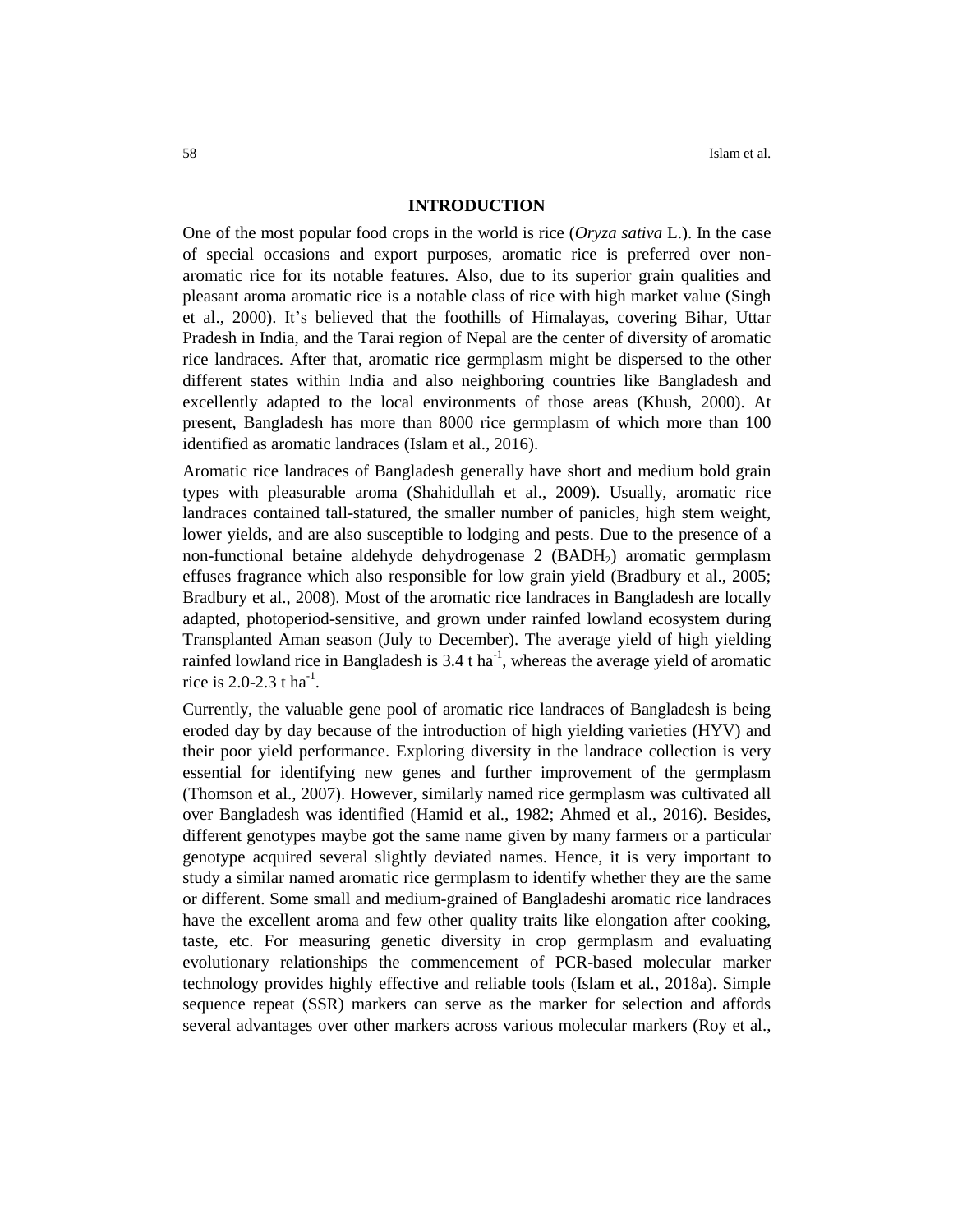## INTRODUCTION

One of the most popular food crops in the world is rice (*Oryza sativa* L.). In the case of special occasions and export purposes, aromatic rice is preferred over non-aromatic rice for its notable features. Also, due to its superior grain qualities and pleasant aroma aromatic rice is a notable class of rice with high market value (Singh et al., 2000). It's believed that the foothills of Himalayas, covering Bihar, Uttar Pradesh in India, and the Tarai region of Nepal are the center of diversity of aromatic rice landraces. After that, aromatic rice germplasm might be dispersed to the other different states within India and also neighboring countries like Bangladesh and excellently adapted to the local environments of those areas (Khush, 2000). At present, Bangladesh has more than 8000 rice germplasm of which more than 100 identified as aromatic landraces (Islam et al., 2016).

Aromatic rice landraces of Bangladesh generally have short and medium bold grain types with pleasurable aroma (Shahidullah et al., 2009). Usually, aromatic rice landraces contained tall-statured, the smaller number of panicles, high stem weight, lower yields, and are also susceptible to lodging and pests. Due to the presence of a non-functional betaine aldehyde dehydrogenase 2 ($BADH_2$) aromatic germplasm effuses fragrance which also responsible for low grain yield (Bradbury et al., 2005; Bradbury et al., 2008). Most of the aromatic rice landraces in Bangladesh are locally adapted, photoperiod-sensitive, and grown under rainfed lowland ecosystem during Transplanted Aman season (July to December). The average yield of high yielding rainfed lowland rice in Bangladesh is 3.4 t $ha^{-1}$, whereas the average yield of aromatic rice is 2.0-2.3 t $ha^{-1}$.

Currently, the valuable gene pool of aromatic rice landraces of Bangladesh is being eroded day by day because of the introduction of high yielding varieties (HYV) and their poor yield performance. Exploring diversity in the landrace collection is very essential for identifying new genes and further improvement of the germplasm (Thomson et al., 2007). However, similarly named rice germplasm was cultivated all over Bangladesh was identified (Hamid et al., 1982; Ahmed et al., 2016). Besides, different genotypes maybe got the same name given by many farmers or a particular genotype acquired several slightly deviated names. Hence, it is very important to study a similar named aromatic rice germplasm to identify whether they are the same or different. Some small and medium-grained of Bangladeshi aromatic rice landraces have the excellent aroma and few other quality traits like elongation after cooking, taste, etc. For measuring genetic diversity in crop germplasm and evaluating evolutionary relationships the commencement of PCR-based molecular marker technology provides highly effective and reliable tools (Islam et al., 2018a). Simple sequence repeat (SSR) markers can serve as the marker for selection and affords several advantages over other markers across various molecular markers (Roy et al.,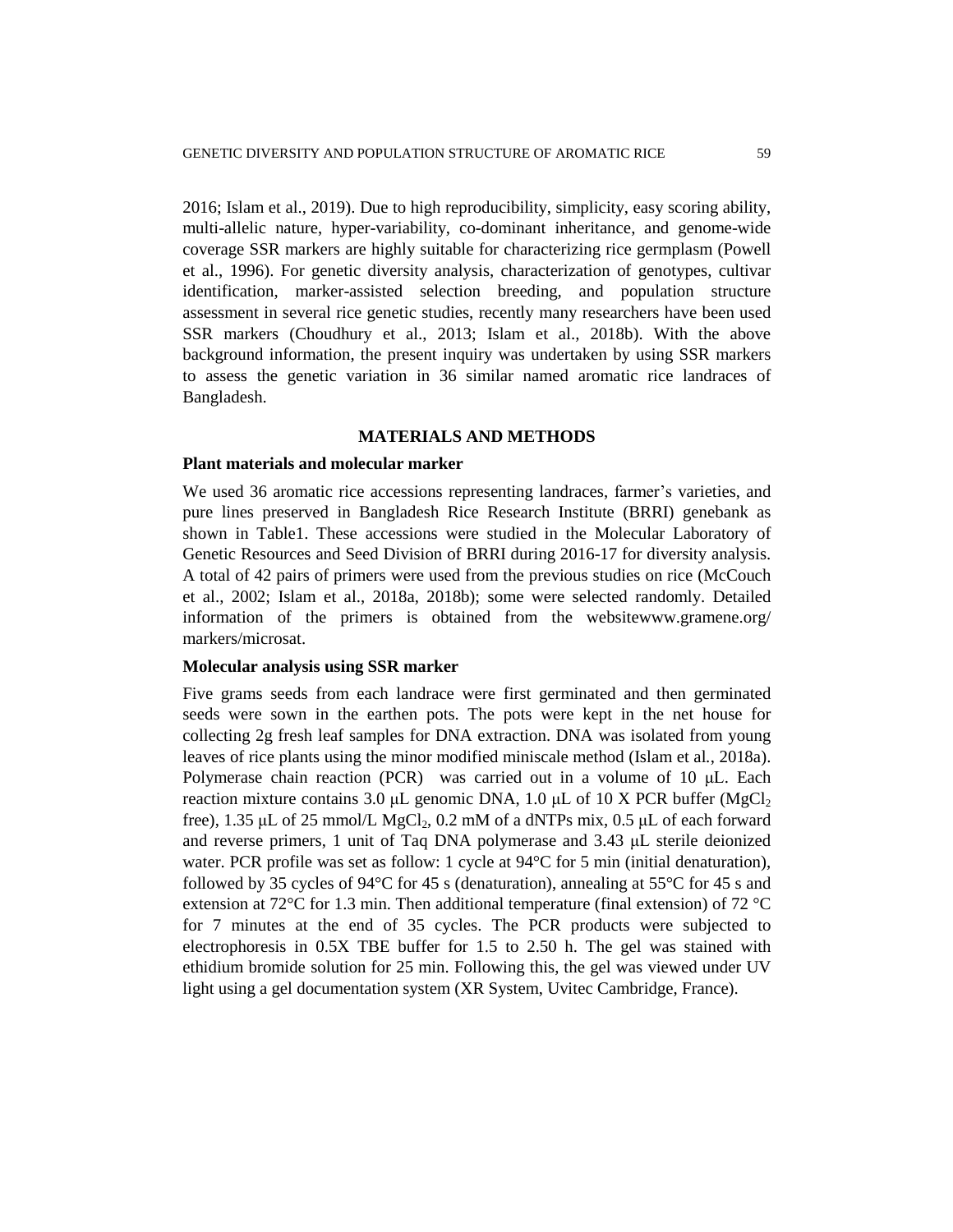2016; Islam et al., 2019). Due to high reproducibility, simplicity, easy scoring ability, multi-allelic nature, hyper-variability, co-dominant inheritance, and genome-wide coverage SSR markers are highly suitable for characterizing rice germplasm (Powell et al., 1996). For genetic diversity analysis, characterization of genotypes, cultivar identification, marker-assisted selection breeding, and population structure assessment in several rice genetic studies, recently many researchers have been used SSR markers (Choudhury et al., 2013; Islam et al., 2018b). With the above background information, the present inquiry was undertaken by using SSR markers to assess the genetic variation in 36 similar named aromatic rice landraces of Bangladesh.

## MATERIALS AND METHODS

### Plant materials and molecular marker

We used 36 aromatic rice accessions representing landraces, farmer's varieties, and pure lines preserved in Bangladesh Rice Research Institute (BRRI) genebank as shown in Table1. These accessions were studied in the Molecular Laboratory of Genetic Resources and Seed Division of BRRI during 2016-17 for diversity analysis. A total of 42 pairs of primers were used from the previous studies on rice (McCouch et al., 2002; Islam et al., 2018a, 2018b); some were selected randomly. Detailed information of the primers is obtained from the websitewww.gramene.org/markers/microsat.

### Molecular analysis using SSR marker

Five grams seeds from each landrace were first germinated and then germinated seeds were sown in the earthen pots. The pots were kept in the net house for collecting 2g fresh leaf samples for DNA extraction. DNA was isolated from young leaves of rice plants using the minor modified miniscale method (Islam et al., 2018a). Polymerase chain reaction (PCR) was carried out in a volume of 10 μL. Each reaction mixture contains 3.0 μL genomic DNA, 1.0 μL of 10 X PCR buffer ($MgCl_2$ free), 1.35 μL of 25 mmol/L $MgCl_2$, 0.2 mM of a dNTPs mix, 0.5 μL of each forward and reverse primers, 1 unit of Taq DNA polymerase and 3.43 μL sterile deionized water. PCR profile was set as follow: 1 cycle at 94°C for 5 min (initial denaturation), followed by 35 cycles of 94°C for 45 s (denaturation), annealing at 55°C for 45 s and extension at 72°C for 1.3 min. Then additional temperature (final extension) of 72 °C for 7 minutes at the end of 35 cycles. The PCR products were subjected to electrophoresis in 0.5X TBE buffer for 1.5 to 2.50 h. The gel was stained with ethidium bromide solution for 25 min. Following this, the gel was viewed under UV light using a gel documentation system (XR System, Uvitec Cambridge, France).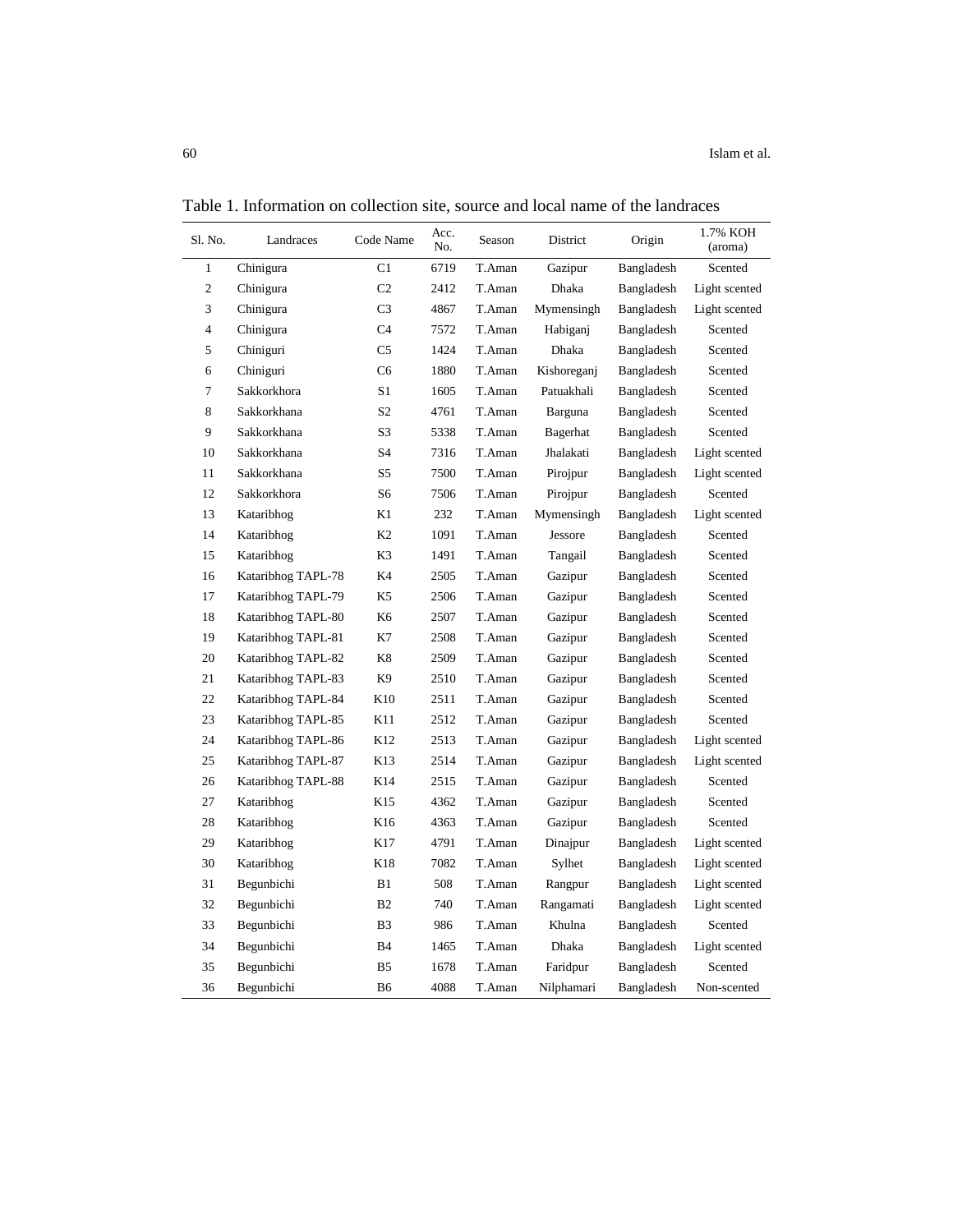Table 1. Information on collection site, source and local name of the landraces

| Sl. No. | Landraces | Code Name | Acc. No. | Season | District | Origin | 1.7% KOH (aroma) |
|---|---|---|---|---|---|---|---|
| 1 | Chinigura | C1 | 6719 | T.Aman | Gazipur | Bangladesh | Scented |
| 2 | Chinigura | C2 | 2412 | T.Aman | Dhaka | Bangladesh | Light scented |
| 3 | Chinigura | C3 | 4867 | T.Aman | Mymensingh | Bangladesh | Light scented |
| 4 | Chinigura | C4 | 7572 | T.Aman | Habiganj | Bangladesh | Scented |
| 5 | Chiniguri | C5 | 1424 | T.Aman | Dhaka | Bangladesh | Scented |
| 6 | Chiniguri | C6 | 1880 | T.Aman | Kishoreganj | Bangladesh | Scented |
| 7 | Sakkorkhora | S1 | 1605 | T.Aman | Patuakhali | Bangladesh | Scented |
| 8 | Sakkorkhana | S2 | 4761 | T.Aman | Barguna | Bangladesh | Scented |
| 9 | Sakkorkhana | S3 | 5338 | T.Aman | Bagerhat | Bangladesh | Scented |
| 10 | Sakkorkhana | S4 | 7316 | T.Aman | Jhalakati | Bangladesh | Light scented |
| 11 | Sakkorkhana | S5 | 7500 | T.Aman | Pirojpur | Bangladesh | Light scented |
| 12 | Sakkorkhora | S6 | 7506 | T.Aman | Pirojpur | Bangladesh | Scented |
| 13 | Kataribhog | K1 | 232 | T.Aman | Mymensingh | Bangladesh | Light scented |
| 14 | Kataribhog | K2 | 1091 | T.Aman | Jessore | Bangladesh | Scented |
| 15 | Kataribhog | K3 | 1491 | T.Aman | Tangail | Bangladesh | Scented |
| 16 | Kataribhog TAPL-78 | K4 | 2505 | T.Aman | Gazipur | Bangladesh | Scented |
| 17 | Kataribhog TAPL-79 | K5 | 2506 | T.Aman | Gazipur | Bangladesh | Scented |
| 18 | Kataribhog TAPL-80 | K6 | 2507 | T.Aman | Gazipur | Bangladesh | Scented |
| 19 | Kataribhog TAPL-81 | K7 | 2508 | T.Aman | Gazipur | Bangladesh | Scented |
| 20 | Kataribhog TAPL-82 | K8 | 2509 | T.Aman | Gazipur | Bangladesh | Scented |
| 21 | Kataribhog TAPL-83 | K9 | 2510 | T.Aman | Gazipur | Bangladesh | Scented |
| 22 | Kataribhog TAPL-84 | K10 | 2511 | T.Aman | Gazipur | Bangladesh | Scented |
| 23 | Kataribhog TAPL-85 | K11 | 2512 | T.Aman | Gazipur | Bangladesh | Scented |
| 24 | Kataribhog TAPL-86 | K12 | 2513 | T.Aman | Gazipur | Bangladesh | Light scented |
| 25 | Kataribhog TAPL-87 | K13 | 2514 | T.Aman | Gazipur | Bangladesh | Light scented |
| 26 | Kataribhog TAPL-88 | K14 | 2515 | T.Aman | Gazipur | Bangladesh | Scented |
| 27 | Kataribhog | K15 | 4362 | T.Aman | Gazipur | Bangladesh | Scented |
| 28 | Kataribhog | K16 | 4363 | T.Aman | Gazipur | Bangladesh | Scented |
| 29 | Kataribhog | K17 | 4791 | T.Aman | Dinajpur | Bangladesh | Light scented |
| 30 | Kataribhog | K18 | 7082 | T.Aman | Sylhet | Bangladesh | Light scented |
| 31 | Begunbichi | B1 | 508 | T.Aman | Rangpur | Bangladesh | Light scented |
| 32 | Begunbichi | B2 | 740 | T.Aman | Rangamati | Bangladesh | Light scented |
| 33 | Begunbichi | B3 | 986 | T.Aman | Khulna | Bangladesh | Scented |
| 34 | Begunbichi | B4 | 1465 | T.Aman | Dhaka | Bangladesh | Light scented |
| 35 | Begunbichi | B5 | 1678 | T.Aman | Faridpur | Bangladesh | Scented |
| 36 | Begunbichi | B6 | 4088 | T.Aman | Nilphamari | Bangladesh | Non-scented |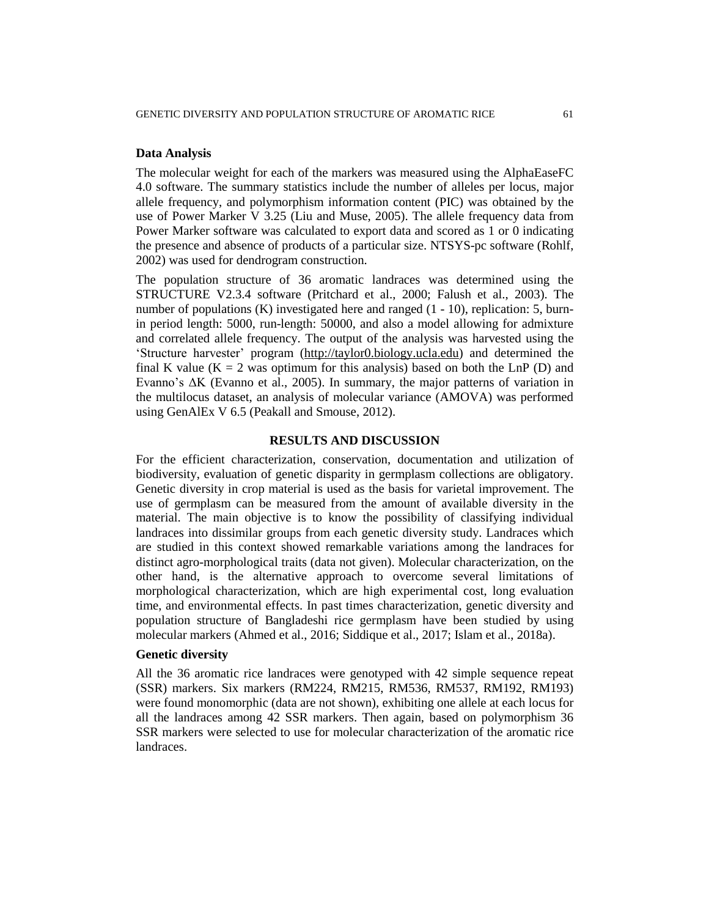**Data Analysis**

The molecular weight for each of the markers was measured using the AlphaEaseFC 4.0 software. The summary statistics include the number of alleles per locus, major allele frequency, and polymorphism information content (PIC) was obtained by the use of Power Marker V 3.25 (Liu and Muse, 2005). The allele frequency data from Power Marker software was calculated to export data and scored as 1 or 0 indicating the presence and absence of products of a particular size. NTSYS-pc software (Rohlf, 2002) was used for dendrogram construction.

The population structure of 36 aromatic landraces was determined using the STRUCTURE V2.3.4 software (Pritchard et al., 2000; Falush et al., 2003). The number of populations (K) investigated here and ranged (1 - 10), replication: 5, burn-in period length: 5000, run-length: 50000, and also a model allowing for admixture and correlated allele frequency. The output of the analysis was harvested using the 'Structure harvester' program (http://taylor0.biology.ucla.edu) and determined the final K value (K = 2 was optimum for this analysis) based on both the LnP (D) and Evanno's ΔK (Evanno et al., 2005). In summary, the major patterns of variation in the multilocus dataset, an analysis of molecular variance (AMOVA) was performed using GenAlEx V 6.5 (Peakall and Smouse, 2012).

## RESULTS AND DISCUSSION

For the efficient characterization, conservation, documentation and utilization of biodiversity, evaluation of genetic disparity in germplasm collections are obligatory. Genetic diversity in crop material is used as the basis for varietal improvement. The use of germplasm can be measured from the amount of available diversity in the material. The main objective is to know the possibility of classifying individual landraces into dissimilar groups from each genetic diversity study. Landraces which are studied in this context showed remarkable variations among the landraces for distinct agro-morphological traits (data not given). Molecular characterization, on the other hand, is the alternative approach to overcome several limitations of morphological characterization, which are high experimental cost, long evaluation time, and environmental effects. In past times characterization, genetic diversity and population structure of Bangladeshi rice germplasm have been studied by using molecular markers (Ahmed et al., 2016; Siddique et al., 2017; Islam et al., 2018a).

**Genetic diversity**

All the 36 aromatic rice landraces were genotyped with 42 simple sequence repeat (SSR) markers. Six markers (RM224, RM215, RM536, RM537, RM192, RM193) were found monomorphic (data are not shown), exhibiting one allele at each locus for all the landraces among 42 SSR markers. Then again, based on polymorphism 36 SSR markers were selected to use for molecular characterization of the aromatic rice landraces.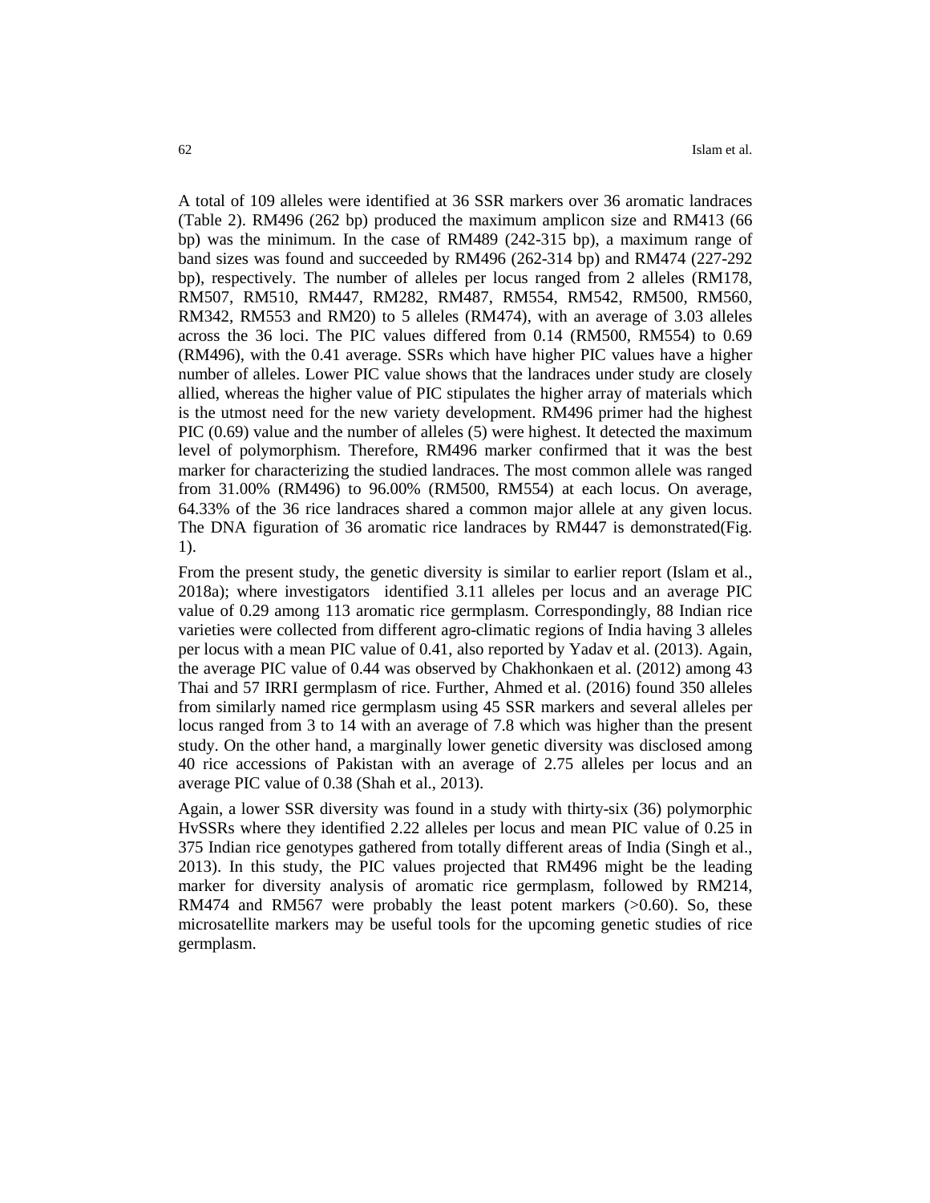A total of 109 alleles were identified at 36 SSR markers over 36 aromatic landraces (Table 2). RM496 (262 bp) produced the maximum amplicon size and RM413 (66 bp) was the minimum. In the case of RM489 (242-315 bp), a maximum range of band sizes was found and succeeded by RM496 (262-314 bp) and RM474 (227-292 bp), respectively. The number of alleles per locus ranged from 2 alleles (RM178, RM507, RM510, RM447, RM282, RM487, RM554, RM542, RM500, RM560, RM342, RM553 and RM20) to 5 alleles (RM474), with an average of 3.03 alleles across the 36 loci. The PIC values differed from 0.14 (RM500, RM554) to 0.69 (RM496), with the 0.41 average. SSRs which have higher PIC values have a higher number of alleles. Lower PIC value shows that the landraces under study are closely allied, whereas the higher value of PIC stipulates the higher array of materials which is the utmost need for the new variety development. RM496 primer had the highest PIC (0.69) value and the number of alleles (5) were highest. It detected the maximum level of polymorphism. Therefore, RM496 marker confirmed that it was the best marker for characterizing the studied landraces. The most common allele was ranged from 31.00% (RM496) to 96.00% (RM500, RM554) at each locus. On average, 64.33% of the 36 rice landraces shared a common major allele at any given locus. The DNA figuration of 36 aromatic rice landraces by RM447 is demonstrated(Fig. 1).

From the present study, the genetic diversity is similar to earlier report (Islam et al., 2018a); where investigators identified 3.11 alleles per locus and an average PIC value of 0.29 among 113 aromatic rice germplasm. Correspondingly, 88 Indian rice varieties were collected from different agro-climatic regions of India having 3 alleles per locus with a mean PIC value of 0.41, also reported by Yadav et al. (2013). Again, the average PIC value of 0.44 was observed by Chakhonkaen et al. (2012) among 43 Thai and 57 IRRI germplasm of rice. Further, Ahmed et al. (2016) found 350 alleles from similarly named rice germplasm using 45 SSR markers and several alleles per locus ranged from 3 to 14 with an average of 7.8 which was higher than the present study. On the other hand, a marginally lower genetic diversity was disclosed among 40 rice accessions of Pakistan with an average of 2.75 alleles per locus and an average PIC value of 0.38 (Shah et al., 2013).

Again, a lower SSR diversity was found in a study with thirty-six (36) polymorphic HvSSRs where they identified 2.22 alleles per locus and mean PIC value of 0.25 in 375 Indian rice genotypes gathered from totally different areas of India (Singh et al., 2013). In this study, the PIC values projected that RM496 might be the leading marker for diversity analysis of aromatic rice germplasm, followed by RM214, RM474 and RM567 were probably the least potent markers (>0.60). So, these microsatellite markers may be useful tools for the upcoming genetic studies of rice germplasm.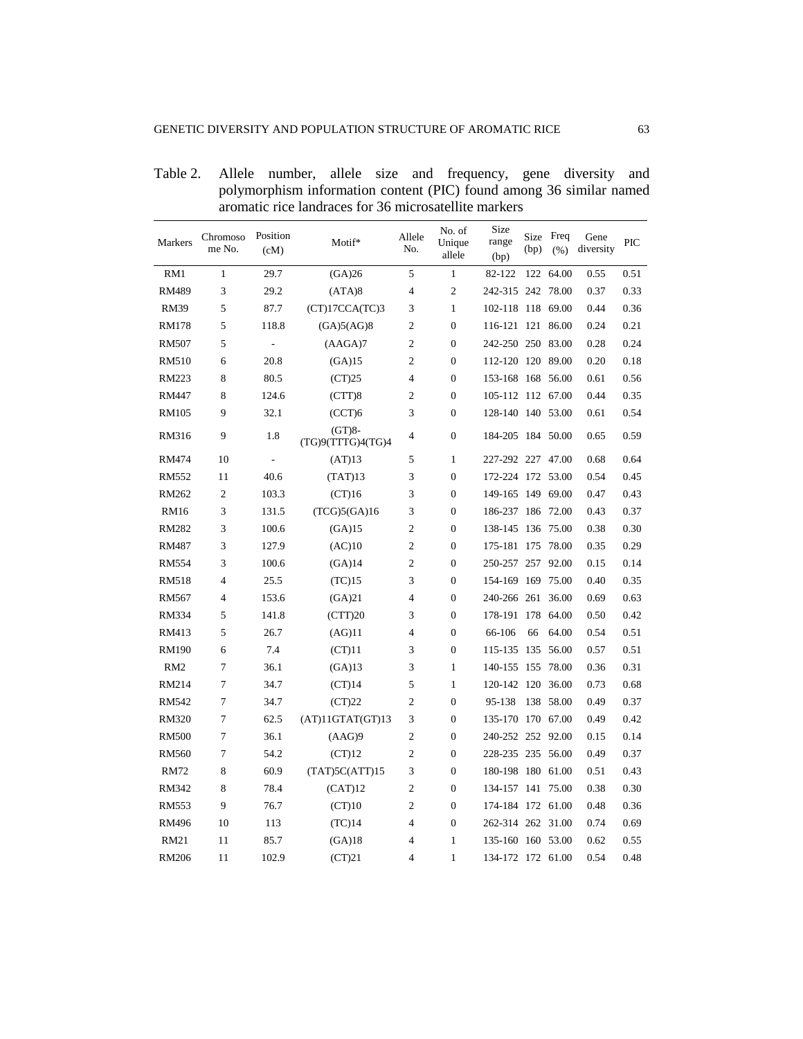Table 2. Allele number, allele size and frequency, gene diversity and polymorphism information content (PIC) found among 36 similar named aromatic rice landraces for 36 microsatellite markers

| Markers | Chromosome No. | Position (cM) | Motif* | Allele No. | No. of Unique allele | Size range (bp) | Size (bp) | Freq (%) | Gene diversity | PIC |
|---|---|---|---|---|---|---|---|---|---|---|
| RM1 | 1 | 29.7 | (GA)26 | 5 | 1 | 82-122 | 122 | 64.00 | 0.55 | 0.51 |
| RM489 | 3 | 29.2 | (ATA)8 | 4 | 2 | 242-315 | 242 | 78.00 | 0.37 | 0.33 |
| RM39 | 5 | 87.7 | (CT)17CCA(TC)3 | 3 | 1 | 102-118 | 118 | 69.00 | 0.44 | 0.36 |
| RM178 | 5 | 118.8 | (GA)5(AG)8 | 2 | 0 | 116-121 | 121 | 86.00 | 0.24 | 0.21 |
| RM507 | 5 | - | (AAGA)7 | 2 | 0 | 242-250 | 250 | 83.00 | 0.28 | 0.24 |
| RM510 | 6 | 20.8 | (GA)15 | 2 | 0 | 112-120 | 120 | 89.00 | 0.20 | 0.18 |
| RM223 | 8 | 80.5 | (CT)25 | 4 | 0 | 153-168 | 168 | 56.00 | 0.61 | 0.56 |
| RM447 | 8 | 124.6 | (CTT)8 | 2 | 0 | 105-112 | 112 | 67.00 | 0.44 | 0.35 |
| RM105 | 9 | 32.1 | (CCT)6 | 3 | 0 | 128-140 | 140 | 53.00 | 0.61 | 0.54 |
| RM316 | 9 | 1.8 | (GT)8-(TG)9(TTTG)4(TG)4 | 4 | 0 | 184-205 | 184 | 50.00 | 0.65 | 0.59 |
| RM474 | 10 | - | (AT)13 | 5 | 1 | 227-292 | 227 | 47.00 | 0.68 | 0.64 |
| RM552 | 11 | 40.6 | (TAT)13 | 3 | 0 | 172-224 | 172 | 53.00 | 0.54 | 0.45 |
| RM262 | 2 | 103.3 | (CT)16 | 3 | 0 | 149-165 | 149 | 69.00 | 0.47 | 0.43 |
| RM16 | 3 | 131.5 | (TCG)5(GA)16 | 3 | 0 | 186-237 | 186 | 72.00 | 0.43 | 0.37 |
| RM282 | 3 | 100.6 | (GA)15 | 2 | 0 | 138-145 | 136 | 75.00 | 0.38 | 0.30 |
| RM487 | 3 | 127.9 | (AC)10 | 2 | 0 | 175-181 | 175 | 78.00 | 0.35 | 0.29 |
| RM554 | 3 | 100.6 | (GA)14 | 2 | 0 | 250-257 | 257 | 92.00 | 0.15 | 0.14 |
| RM518 | 4 | 25.5 | (TC)15 | 3 | 0 | 154-169 | 169 | 75.00 | 0.40 | 0.35 |
| RM567 | 4 | 153.6 | (GA)21 | 4 | 0 | 240-266 | 261 | 36.00 | 0.69 | 0.63 |
| RM334 | 5 | 141.8 | (CTT)20 | 3 | 0 | 178-191 | 178 | 64.00 | 0.50 | 0.42 |
| RM413 | 5 | 26.7 | (AG)11 | 4 | 0 | 66-106 | 66 | 64.00 | 0.54 | 0.51 |
| RM190 | 6 | 7.4 | (CT)11 | 3 | 0 | 115-135 | 135 | 56.00 | 0.57 | 0.51 |
| RM2 | 7 | 36.1 | (GA)13 | 3 | 1 | 140-155 | 155 | 78.00 | 0.36 | 0.31 |
| RM214 | 7 | 34.7 | (CT)14 | 5 | 1 | 120-142 | 120 | 36.00 | 0.73 | 0.68 |
| RM542 | 7 | 34.7 | (CT)22 | 2 | 0 | 95-138 | 138 | 58.00 | 0.49 | 0.37 |
| RM320 | 7 | 62.5 | (AT)11GTAT(GT)13 | 3 | 0 | 135-170 | 170 | 67.00 | 0.49 | 0.42 |
| RM500 | 7 | 36.1 | (AAG)9 | 2 | 0 | 240-252 | 252 | 92.00 | 0.15 | 0.14 |
| RM560 | 7 | 54.2 | (CT)12 | 2 | 0 | 228-235 | 235 | 56.00 | 0.49 | 0.37 |
| RM72 | 8 | 60.9 | (TAT)5C(ATT)15 | 3 | 0 | 180-198 | 180 | 61.00 | 0.51 | 0.43 |
| RM342 | 8 | 78.4 | (CAT)12 | 2 | 0 | 134-157 | 141 | 75.00 | 0.38 | 0.30 |
| RM553 | 9 | 76.7 | (CT)10 | 2 | 0 | 174-184 | 172 | 61.00 | 0.48 | 0.36 |
| RM496 | 10 | 113 | (TC)14 | 4 | 0 | 262-314 | 262 | 31.00 | 0.74 | 0.69 |
| RM21 | 11 | 85.7 | (GA)18 | 4 | 1 | 135-160 | 160 | 53.00 | 0.62 | 0.55 |
| RM206 | 11 | 102.9 | (CT)21 | 4 | 1 | 134-172 | 172 | 61.00 | 0.54 | 0.48 |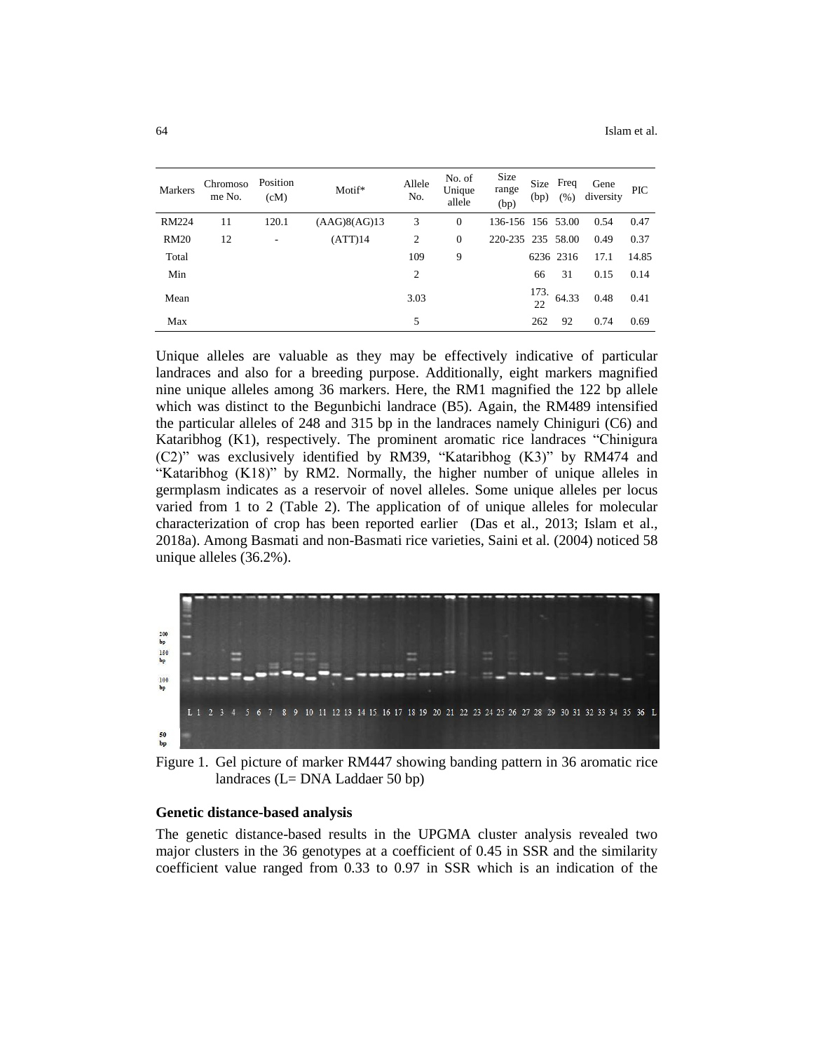| Markers | Chromosome No. | Position (cM) | Motif* | Allele No. | No. of Unique allele | Size range (bp) | Size (bp) | Freq (%) | Gene diversity | PIC |
|---|---|---|---|---|---|---|---|---|---|---|
| RM224 | 11 | 120.1 | (AAG)8(AG)13 | 3 | 0 | 136-156 | 156 | 53.00 | 0.54 | 0.47 |
| RM20 | 12 | - | (ATT)14 | 2 | 0 | 220-235 | 235 | 58.00 | 0.49 | 0.37 |
| Total | | | | 109 | 9 | | 6236 | 2316 | 17.1 | 14.85 |
| Min | | | | 2 | | | 66 | 31 | 0.15 | 0.14 |
| Mean | | | | 3.03 | | | 173.22 | 64.33 | 0.48 | 0.41 |
| Max | | | | 5 | | | 262 | 92 | 0.74 | 0.69 |

Unique alleles are valuable as they may be effectively indicative of particular landraces and also for a breeding purpose. Additionally, eight markers magnified nine unique alleles among 36 markers. Here, the RM1 magnified the 122 bp allele which was distinct to the Begunbichi landrace (B5). Again, the RM489 intensified the particular alleles of 248 and 315 bp in the landraces namely Chiniguri (C6) and Kataribhog (K1), respectively. The prominent aromatic rice landraces "Chinigura (C2)" was exclusively identified by RM39, "Kataribhog (K3)" by RM474 and "Kataribhog (K18)" by RM2. Normally, the higher number of unique alleles in germplasm indicates as a reservoir of novel alleles. Some unique alleles per locus varied from 1 to 2 (Table 2). The application of of unique alleles for molecular characterization of crop has been reported earlier (Das et al., 2013; Islam et al., 2018a). Among Basmati and non-Basmati rice varieties, Saini et al. (2004) noticed 58 unique alleles (36.2%).

Figure 1. Gel picture of marker RM447 showing banding pattern in 36 aromatic rice landraces (L= DNA Laddaer 50 bp)

**Genetic distance-based analysis**

The genetic distance-based results in the UPGMA cluster analysis revealed two major clusters in the 36 genotypes at a coefficient of 0.45 in SSR and the similarity coefficient value ranged from 0.33 to 0.97 in SSR which is an indication of the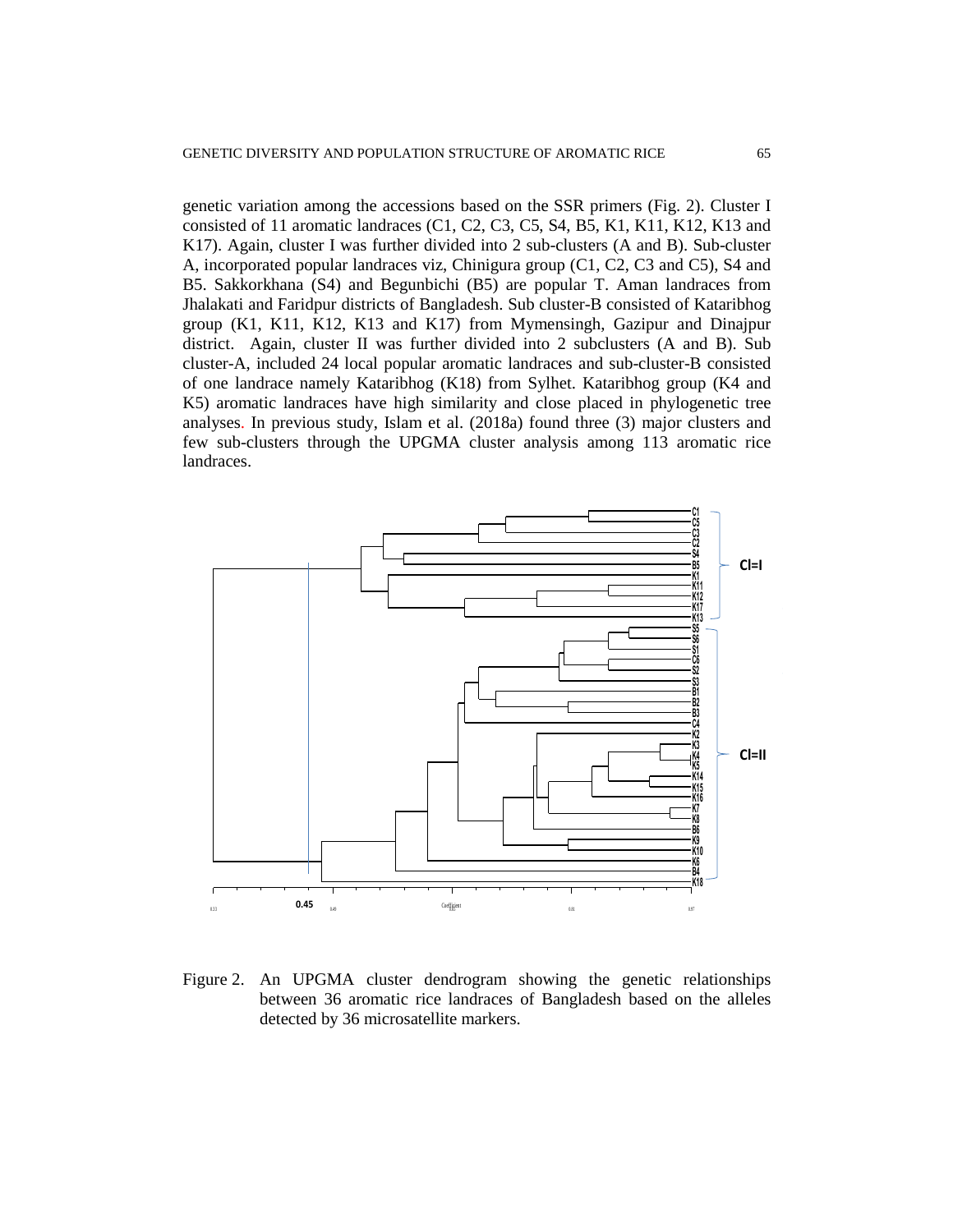genetic variation among the accessions based on the SSR primers (Fig. 2). Cluster I consisted of 11 aromatic landraces (C1, C2, C3, C5, S4, B5, K1, K11, K12, K13 and K17). Again, cluster I was further divided into 2 sub-clusters (A and B). Sub-cluster A, incorporated popular landraces viz, Chinigura group (C1, C2, C3 and C5), S4 and B5. Sakkorkhana (S4) and Begunbichi (B5) are popular T. Aman landraces from Jhalakati and Faridpur districts of Bangladesh. Sub cluster-B consisted of Kataribhog group (K1, K11, K12, K13 and K17) from Mymensingh, Gazipur and Dinajpur district. Again, cluster II was further divided into 2 subclusters (A and B). Sub cluster-A, included 24 local popular aromatic landraces and sub-cluster-B consisted of one landrace namely Kataribhog (K18) from Sylhet. Kataribhog group (K4 and K5) aromatic landraces have high similarity and close placed in phylogenetic tree analyses. In previous study, Islam et al. (2018a) found three (3) major clusters and few sub-clusters through the UPGMA cluster analysis among 113 aromatic rice landraces.

Figure 2. An UPGMA cluster dendrogram showing the genetic relationships between 36 aromatic rice landraces of Bangladesh based on the alleles detected by 36 microsatellite markers.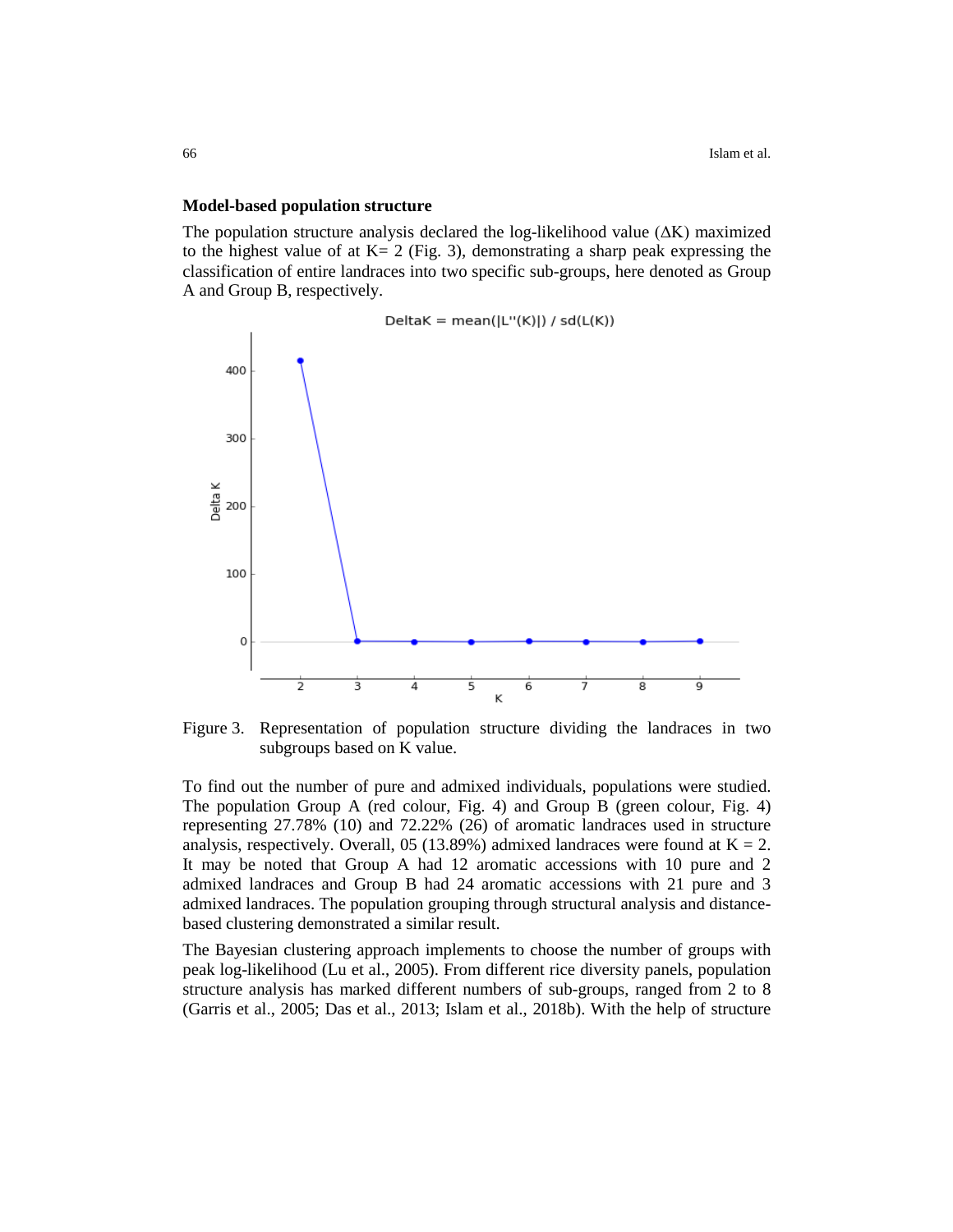**Model-based population structure**

The population structure analysis declared the log-likelihood value (ΔK) maximized to the highest value of at K= 2 (Fig. 3), demonstrating a sharp peak expressing the classification of entire landraces into two specific sub-groups, here denoted as Group A and Group B, respectively.

Figure 3. Representation of population structure dividing the landraces in two subgroups based on K value.

To find out the number of pure and admixed individuals, populations were studied. The population Group A (red colour, Fig. 4) and Group B (green colour, Fig. 4) representing 27.78% (10) and 72.22% (26) of aromatic landraces used in structure analysis, respectively. Overall, 05 (13.89%) admixed landraces were found at K = 2. It may be noted that Group A had 12 aromatic accessions with 10 pure and 2 admixed landraces and Group B had 24 aromatic accessions with 21 pure and 3 admixed landraces. The population grouping through structural analysis and distance-based clustering demonstrated a similar result.

The Bayesian clustering approach implements to choose the number of groups with peak log-likelihood (Lu et al., 2005). From different rice diversity panels, population structure analysis has marked different numbers of sub-groups, ranged from 2 to 8 (Garris et al., 2005; Das et al., 2013; Islam et al., 2018b). With the help of structure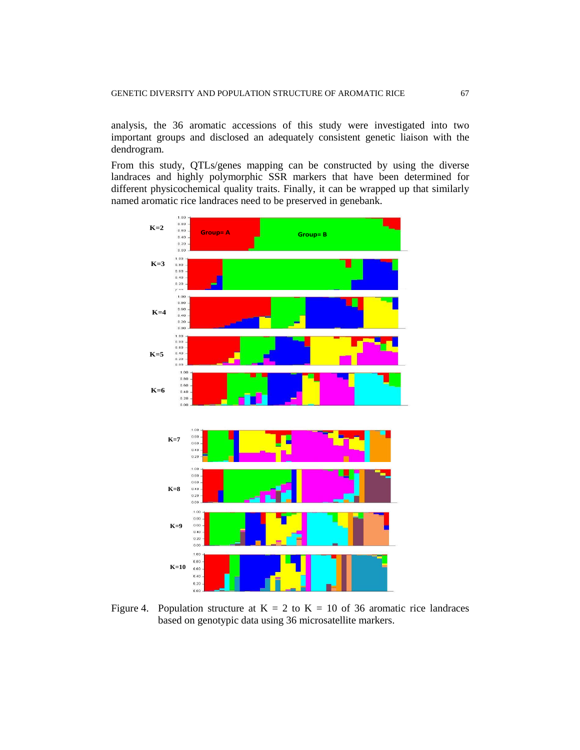analysis, the 36 aromatic accessions of this study were investigated into two important groups and disclosed an adequately consistent genetic liaison with the dendrogram.

From this study, QTLs/genes mapping can be constructed by using the diverse landraces and highly polymorphic SSR markers that have been determined for different physicochemical quality traits. Finally, it can be wrapped up that similarly named aromatic rice landraces need to be preserved in genebank.

Figure 4. Population structure at K = 2 to K = 10 of 36 aromatic rice landraces based on genotypic data using 36 microsatellite markers.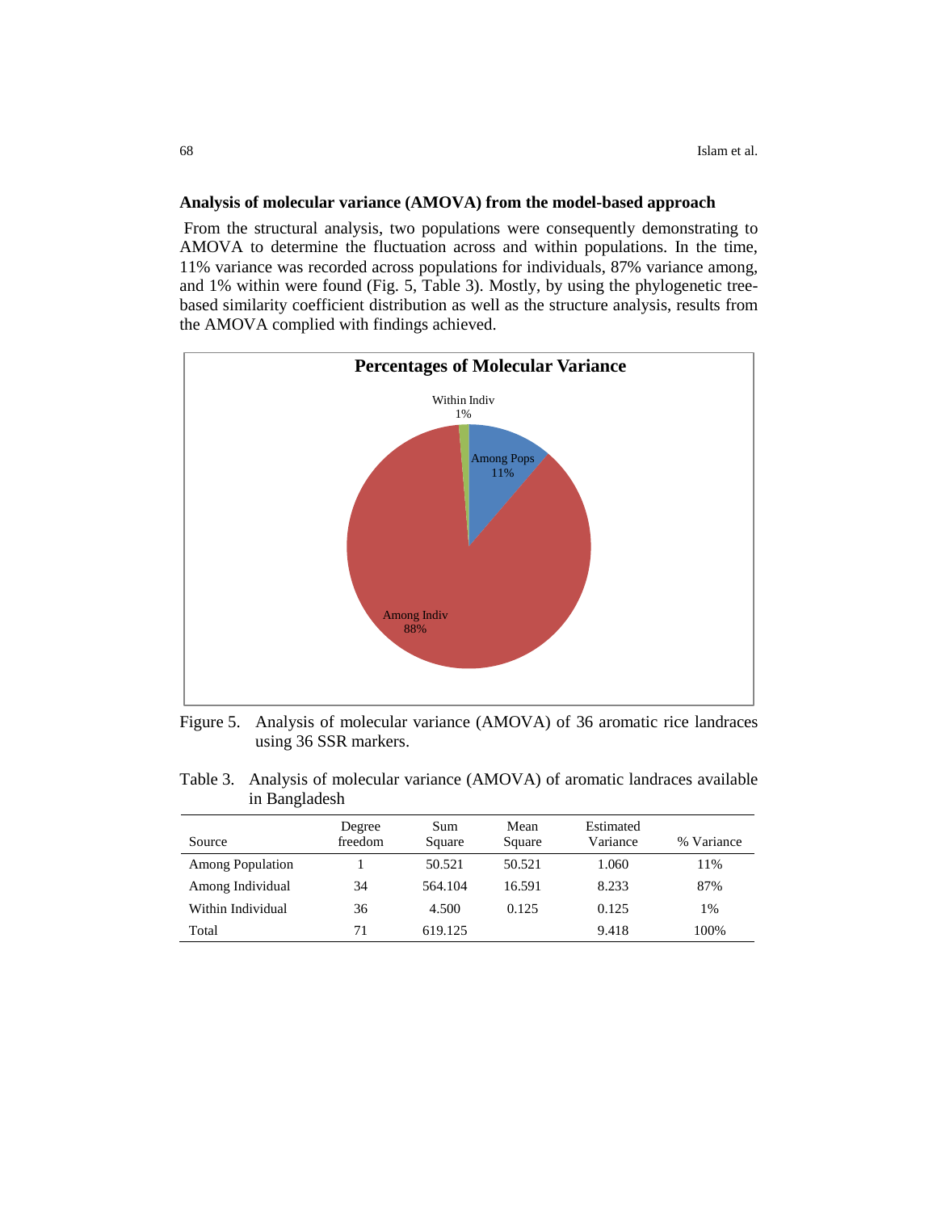### Analysis of molecular variance (AMOVA) from the model-based approach

From the structural analysis, two populations were consequently demonstrating to AMOVA to determine the fluctuation across and within populations. In the time, 11% variance was recorded across populations for individuals, 87% variance among, and 1% within were found (Fig. 5, Table 3). Mostly, by using the phylogenetic tree-based similarity coefficient distribution as well as the structure analysis, results from the AMOVA complied with findings achieved.

**Percentages of Molecular Variance**

Within Indiv 1%

Among Pops 11%

Among Indiv 88%

Figure 5. Analysis of molecular variance (AMOVA) of 36 aromatic rice landraces using 36 SSR markers.

Table 3. Analysis of molecular variance (AMOVA) of aromatic landraces available in Bangladesh

| Source | Degree freedom | Sum Square | Mean Square | Estimated Variance | % Variance |
|---|---|---|---|---|---|
| Among Population | 1 | 50.521 | 50.521 | 1.060 | 11% |
| Among Individual | 34 | 564.104 | 16.591 | 8.233 | 87% |
| Within Individual | 36 | 4.500 | 0.125 | 0.125 | 1% |
| Total | 71 | 619.125 | | 9.418 | 100% |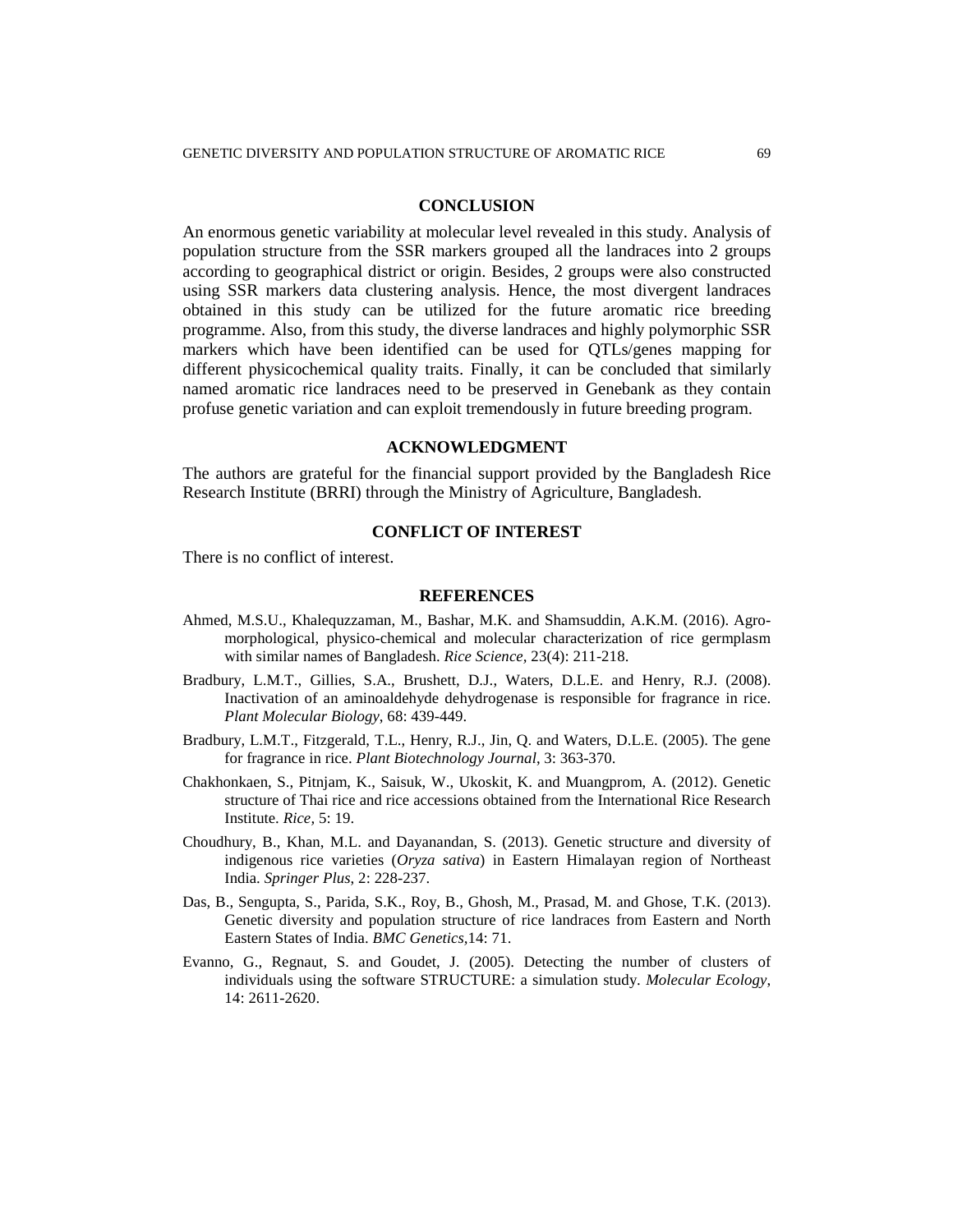## CONCLUSION

An enormous genetic variability at molecular level revealed in this study. Analysis of population structure from the SSR markers grouped all the landraces into 2 groups according to geographical district or origin. Besides, 2 groups were also constructed using SSR markers data clustering analysis. Hence, the most divergent landraces obtained in this study can be utilized for the future aromatic rice breeding programme. Also, from this study, the diverse landraces and highly polymorphic SSR markers which have been identified can be used for QTLs/genes mapping for different physicochemical quality traits. Finally, it can be concluded that similarly named aromatic rice landraces need to be preserved in Genebank as they contain profuse genetic variation and can exploit tremendously in future breeding program.

## ACKNOWLEDGMENT

The authors are grateful for the financial support provided by the Bangladesh Rice Research Institute (BRRI) through the Ministry of Agriculture, Bangladesh.

## CONFLICT OF INTEREST

There is no conflict of interest.

## REFERENCES

Ahmed, M.S.U., Khalequzzaman, M., Bashar, M.K. and Shamsuddin, A.K.M. (2016). Agro-morphological, physico-chemical and molecular characterization of rice germplasm with similar names of Bangladesh. *Rice Science*, 23(4): 211-218.

Bradbury, L.M.T., Gillies, S.A., Brushett, D.J., Waters, D.L.E. and Henry, R.J. (2008). Inactivation of an aminoaldehyde dehydrogenase is responsible for fragrance in rice. *Plant Molecular Biology*, 68: 439-449.

Bradbury, L.M.T., Fitzgerald, T.L., Henry, R.J., Jin, Q. and Waters, D.L.E. (2005). The gene for fragrance in rice. *Plant Biotechnology Journal*, 3: 363-370.

Chakhonkaen, S., Pitnjam, K., Saisuk, W., Ukoskit, K. and Muangprom, A. (2012). Genetic structure of Thai rice and rice accessions obtained from the International Rice Research Institute. *Rice*, 5: 19.

Choudhury, B., Khan, M.L. and Dayanandan, S. (2013). Genetic structure and diversity of indigenous rice varieties (*Oryza sativa*) in Eastern Himalayan region of Northeast India. *Springer Plus*, 2: 228-237.

Das, B., Sengupta, S., Parida, S.K., Roy, B., Ghosh, M., Prasad, M. and Ghose, T.K. (2013). Genetic diversity and population structure of rice landraces from Eastern and North Eastern States of India. *BMC Genetics*,14: 71.

Evanno, G., Regnaut, S. and Goudet, J. (2005). Detecting the number of clusters of individuals using the software STRUCTURE: a simulation study. *Molecular Ecology*, 14: 2611-2620.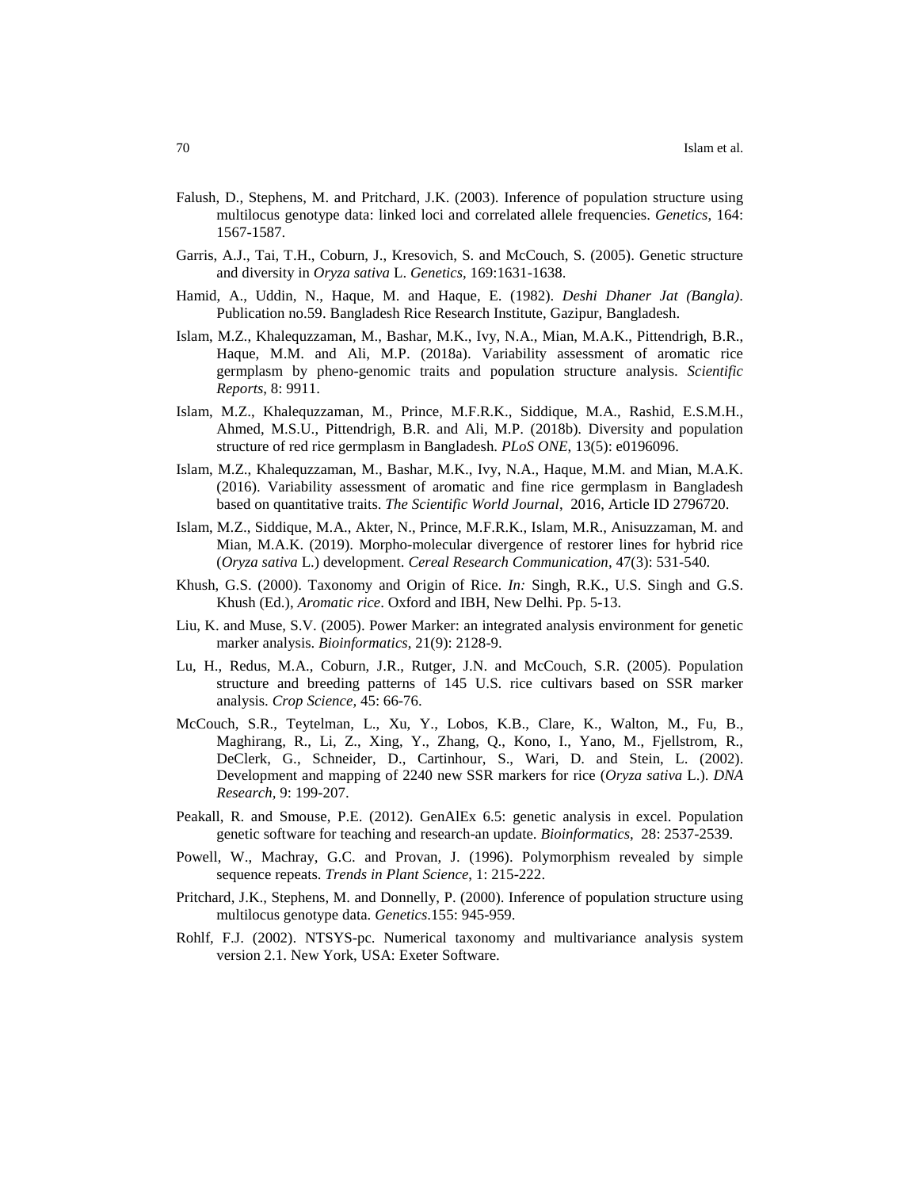Falush, D., Stephens, M. and Pritchard, J.K. (2003). Inference of population structure using multilocus genotype data: linked loci and correlated allele frequencies. *Genetics*, 164: 1567-1587.

Garris, A.J., Tai, T.H., Coburn, J., Kresovich, S. and McCouch, S. (2005). Genetic structure and diversity in *Oryza sativa* L. *Genetics*, 169:1631-1638.

Hamid, A., Uddin, N., Haque, M. and Haque, E. (1982). *Deshi Dhaner Jat (Bangla)*. Publication no.59. Bangladesh Rice Research Institute, Gazipur, Bangladesh.

Islam, M.Z., Khalequzzaman, M., Bashar, M.K., Ivy, N.A., Mian, M.A.K., Pittendrigh, B.R., Haque, M.M. and Ali, M.P. (2018a). Variability assessment of aromatic rice germplasm by pheno-genomic traits and population structure analysis. *Scientific Reports*, 8: 9911.

Islam, M.Z., Khalequzzaman, M., Prince, M.F.R.K., Siddique, M.A., Rashid, E.S.M.H., Ahmed, M.S.U., Pittendrigh, B.R. and Ali, M.P. (2018b). Diversity and population structure of red rice germplasm in Bangladesh. *PLoS ONE*, 13(5): e0196096.

Islam, M.Z., Khalequzzaman, M., Bashar, M.K., Ivy, N.A., Haque, M.M. and Mian, M.A.K. (2016). Variability assessment of aromatic and fine rice germplasm in Bangladesh based on quantitative traits. *The Scientific World Journal*, 2016, Article ID 2796720.

Islam, M.Z., Siddique, M.A., Akter, N., Prince, M.F.R.K., Islam, M.R., Anisuzzaman, M. and Mian, M.A.K. (2019). Morpho-molecular divergence of restorer lines for hybrid rice (*Oryza sativa* L.) development. *Cereal Research Communication*, 47(3): 531-540.

Khush, G.S. (2000). Taxonomy and Origin of Rice. *In:* Singh, R.K., U.S. Singh and G.S. Khush (Ed.), *Aromatic rice*. Oxford and IBH, New Delhi. Pp. 5-13.

Liu, K. and Muse, S.V. (2005). Power Marker: an integrated analysis environment for genetic marker analysis. *Bioinformatics*, 21(9): 2128-9.

Lu, H., Redus, M.A., Coburn, J.R., Rutger, J.N. and McCouch, S.R. (2005). Population structure and breeding patterns of 145 U.S. rice cultivars based on SSR marker analysis. *Crop Science*, 45: 66-76.

McCouch, S.R., Teytelman, L., Xu, Y., Lobos, K.B., Clare, K., Walton, M., Fu, B., Maghirang, R., Li, Z., Xing, Y., Zhang, Q., Kono, I., Yano, M., Fjellstrom, R., DeClerk, G., Schneider, D., Cartinhour, S., Wari, D. and Stein, L. (2002). Development and mapping of 2240 new SSR markers for rice (*Oryza sativa* L.). *DNA Research*, 9: 199-207.

Peakall, R. and Smouse, P.E. (2012). GenAlEx 6.5: genetic analysis in excel. Population genetic software for teaching and research-an update. *Bioinformatics*, 28: 2537-2539.

Powell, W., Machray, G.C. and Provan, J. (1996). Polymorphism revealed by simple sequence repeats. *Trends in Plant Science*, 1: 215-222.

Pritchard, J.K., Stephens, M. and Donnelly, P. (2000). Inference of population structure using multilocus genotype data. *Genetics*.155: 945-959.

Rohlf, F.J. (2002). NTSYS-pc. Numerical taxonomy and multivariance analysis system version 2.1. New York, USA: Exeter Software.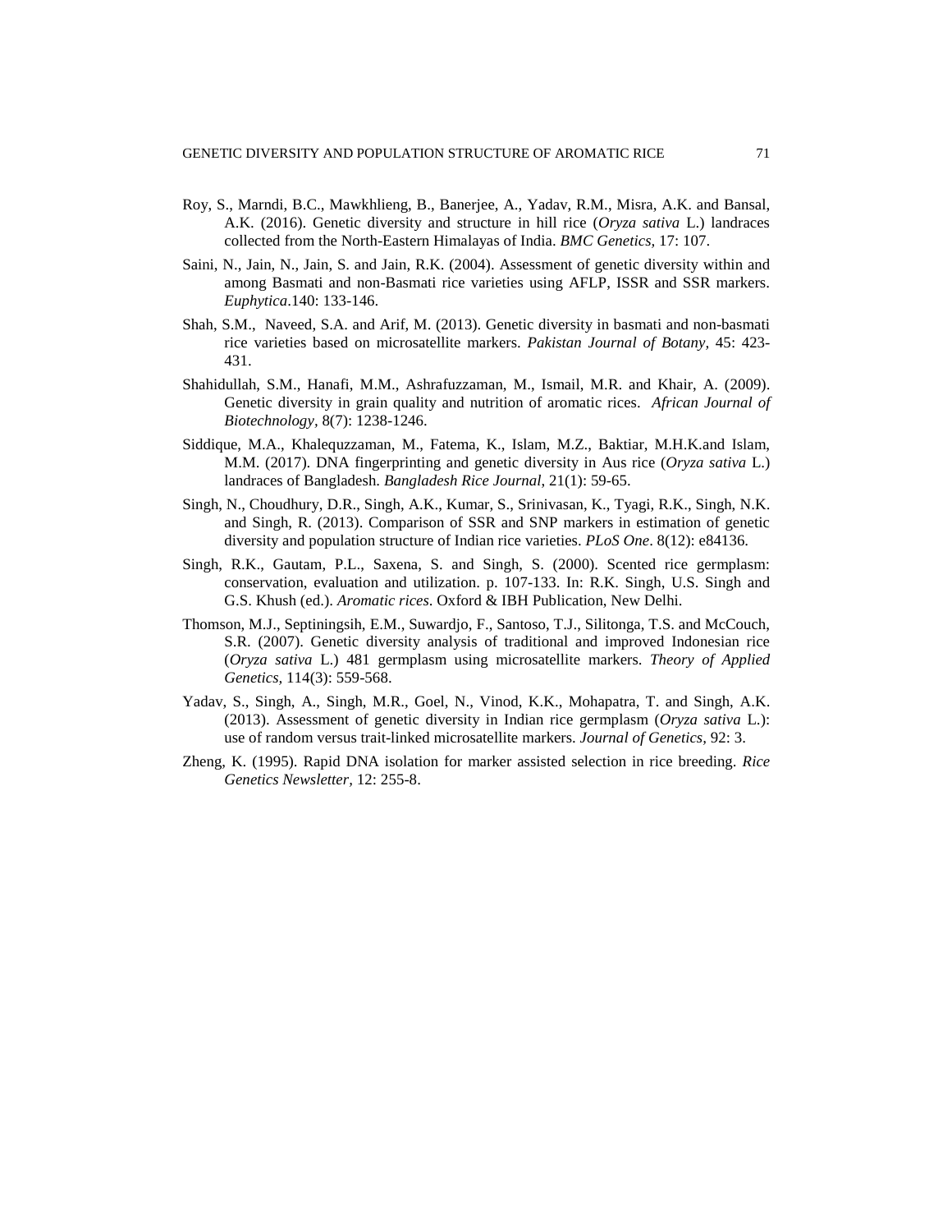Roy, S., Marndi, B.C., Mawkhlieng, B., Banerjee, A., Yadav, R.M., Misra, A.K. and Bansal, A.K. (2016). Genetic diversity and structure in hill rice (*Oryza sativa* L.) landraces collected from the North-Eastern Himalayas of India. *BMC Genetics,* 17: 107.

Saini, N., Jain, N., Jain, S. and Jain, R.K. (2004). Assessment of genetic diversity within and among Basmati and non-Basmati rice varieties using AFLP, ISSR and SSR markers. *Euphytica*.140: 133-146.

Shah, S.M., Naveed, S.A. and Arif, M. (2013). Genetic diversity in basmati and non-basmati rice varieties based on microsatellite markers. *Pakistan Journal of Botany,* 45: 423-431.

Shahidullah, S.M., Hanafi, M.M., Ashrafuzzaman, M., Ismail, M.R. and Khair, A. (2009). Genetic diversity in grain quality and nutrition of aromatic rices. *African Journal of Biotechnology,* 8(7): 1238-1246.

Siddique, M.A., Khalequzzaman, M., Fatema, K., Islam, M.Z., Baktiar, M.H.K.and Islam, M.M. (2017). DNA fingerprinting and genetic diversity in Aus rice (*Oryza sativa* L.) landraces of Bangladesh. *Bangladesh Rice Journal*, 21(1): 59-65.

Singh, N., Choudhury, D.R., Singh, A.K., Kumar, S., Srinivasan, K., Tyagi, R.K., Singh, N.K. and Singh, R. (2013). Comparison of SSR and SNP markers in estimation of genetic diversity and population structure of Indian rice varieties. *PLoS One*. 8(12): e84136.

Singh, R.K., Gautam, P.L., Saxena, S. and Singh, S. (2000). Scented rice germplasm: conservation, evaluation and utilization. p. 107-133. In: R.K. Singh, U.S. Singh and G.S. Khush (ed.). *Aromatic rices*. Oxford & IBH Publication, New Delhi.

Thomson, M.J., Septiningsih, E.M., Suwardjo, F., Santoso, T.J., Silitonga, T.S. and McCouch, S.R. (2007). Genetic diversity analysis of traditional and improved Indonesian rice (*Oryza sativa* L.) 481 germplasm using microsatellite markers. *Theory of Applied Genetics,* 114(3): 559-568.

Yadav, S., Singh, A., Singh, M.R., Goel, N., Vinod, K.K., Mohapatra, T. and Singh, A.K. (2013). Assessment of genetic diversity in Indian rice germplasm (*Oryza sativa* L.): use of random versus trait-linked microsatellite markers. *Journal of Genetics,* 92: 3.

Zheng, K. (1995). Rapid DNA isolation for marker assisted selection in rice breeding. *Rice Genetics Newsletter,* 12: 255-8.